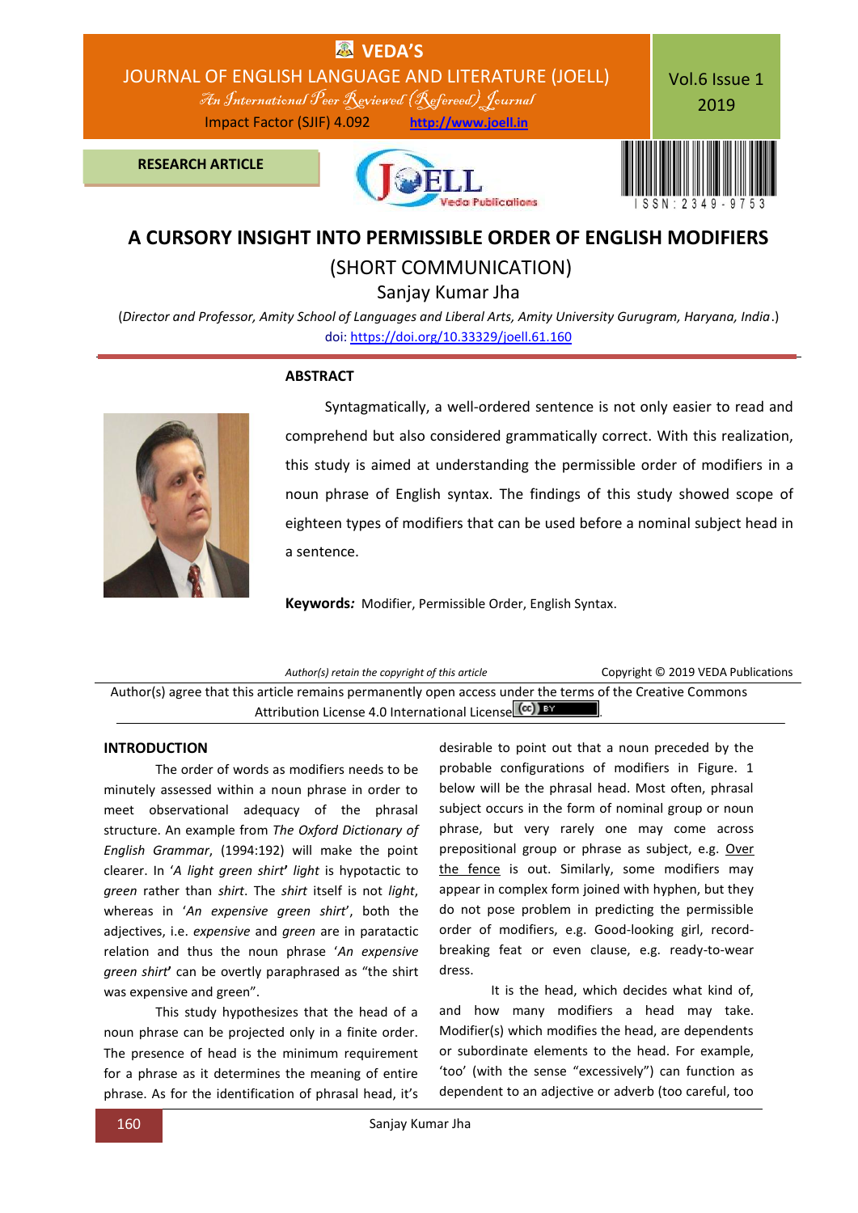# A CURSORY INSIGHT INTO PERMISSIBLE ORDER OF ENGLISH MODIFIERS

## (SHORT COMMUNICATION)

**Sanjay Kumar Jha**

(*Director and Professor, Amity School of Languages and Liberal Arts, Amity University Gurugram, Haryana, India*.)

doi: https://doi.org/10.33329/joell.61.160

RESEARCH ARTICLE

### ABSTRACT

Syntagmatically, a well-ordered sentence is not only easier to read and comprehend but also considered grammatically correct. With this realization, this study is aimed at understanding the permissible order of modifiers in a noun phrase of English syntax. The findings of this study showed scope of eighteen types of modifiers that can be used before a nominal subject head in a sentence.

**Keywords*:*** Modifier, Permissible Order, English Syntax.

*Author(s) retain the copyright of this article* — Copyright © 2019 VEDA Publications

Author(s) agree that this article remains permanently open access under the terms of the Creative Commons Attribution License 4.0 International License.

## INTRODUCTION

The order of words as modifiers needs to be minutely assessed within a noun phrase in order to meet observational adequacy of the phrasal structure. An example from *The Oxford Dictionary of English Grammar*, (1994:192) will make the point clearer. In '*A light green shirt*' *light* is hypotactic to *green* rather than *shirt*. The *shirt* itself is not *light*, whereas in '*An expensive green shirt*', both the adjectives, i.e. *expensive* and *green* are in paratactic relation and thus the noun phrase '*An expensive green shirt*' can be overtly paraphrased as "the shirt was expensive and green".

This study hypothesizes that the head of a noun phrase can be projected only in a finite order. The presence of head is the minimum requirement for a phrase as it determines the meaning of entire phrase. As for the identification of phrasal head, it's desirable to point out that a noun preceded by the probable configurations of modifiers in Figure. 1 below will be the phrasal head. Most often, phrasal subject occurs in the form of nominal group or noun phrase, but very rarely one may come across prepositional group or phrase as subject, e.g. <u>Over the fence</u> is out. Similarly, some modifiers may appear in complex form joined with hyphen, but they do not pose problem in predicting the permissible order of modifiers, e.g. Good-looking girl, record-breaking feat or even clause, e.g. ready-to-wear dress.

It is the head, which decides what kind of, and how many modifiers a head may take. Modifier(s) which modifies the head, are dependents or subordinate elements to the head. For example, 'too' (with the sense "excessively") can function as dependent to an adjective or adverb (too careful, too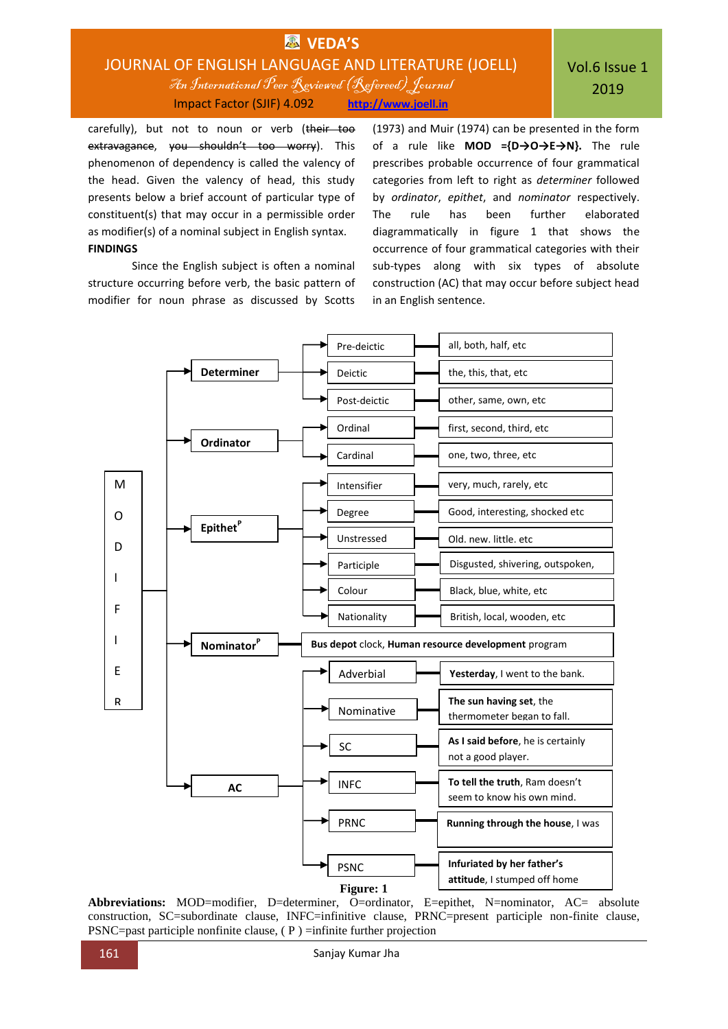carefully), but not to noun or verb (~~their too extravagance~~, ~~you shouldn't too worry~~). This phenomenon of dependency is called the valency of the head. Given the valency of head, this study presents below a brief account of particular type of constituent(s) that may occur in a permissible order as modifier(s) of a nominal subject in English syntax.

**FINDINGS**

Since the English subject is often a nominal structure occurring before verb, the basic pattern of modifier for noun phrase as discussed by Scotts (1973) and Muir (1974) can be presented in the form of a rule like **MOD ={D→O→E→N}.** The rule prescribes probable occurrence of four grammatical categories from left to right as *determiner* followed by *ordinator*, *epithet*, and *nominator* respectively. The rule has been further elaborated diagrammatically in figure 1 that shows the occurrence of four grammatical categories with their sub-types along with six types of absolute construction (AC) that may occur before subject head in an English sentence.

| MODIFIER | Category | Sub-type | Examples |
|---|---|---|---|
| | Determiner | Pre-deictic | all, both, half, etc |
| | | Deictic | the, this, that, etc |
| | | Post-deictic | other, same, own, etc |
| | Ordinator | Ordinal | first, second, third, etc |
| | | Cardinal | one, two, three, etc |
| | Epithet[P] | Intensifier | very, much, rarely, etc |
| | | Degree | Good, interesting, shocked etc |
| | | Unstressed | Old. new. little. etc |
| | | Participle | Disgusted, shivering, outspoken, |
| | | Colour | Black, blue, white, etc |
| | | Nationality | British, local, wooden, etc |
| | Nominator[P] | | **Bus depot** clock, **Human resource development** program |
| | AC | Adverbial | **Yesterday**, I went to the bank. |
| | | Nominative | **The sun having set**, the thermometer began to fall. |
| | | SC | **As I said before**, he is certainly not a good player. |
| | | INFC | **To tell the truth**, Ram doesn't seem to know his own mind. |
| | | PRNC | **Running through the house**, I was |
| | | PSNC | **Infuriated by her father's attitude**, I stumped off home |

**Figure: 1**

**Abbreviations:** MOD=modifier, D=determiner, O=ordinator, E=epithet, N=nominator, AC= absolute construction, SC=subordinate clause, INFC=infinitive clause, PRNC=present participle non-finite clause, PSNC=past participle nonfinite clause, ( P ) =infinite further projection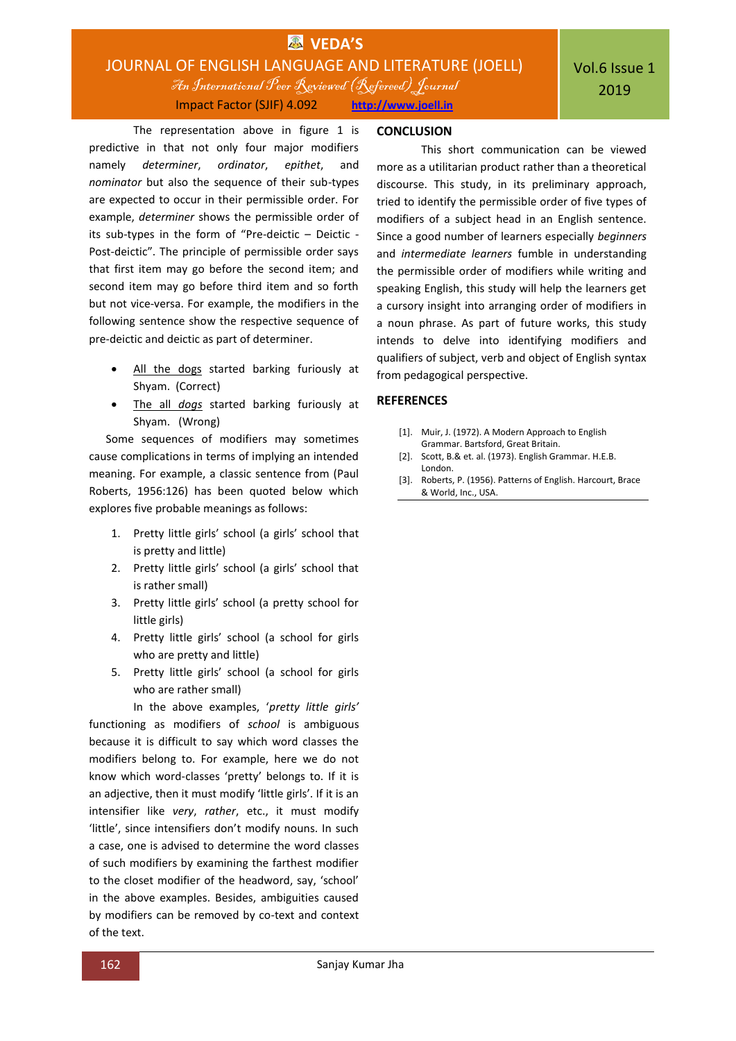The representation above in figure 1 is predictive in that not only four major modifiers namely *determiner*, *ordinator*, *epithet*, and *nominator* but also the sequence of their sub-types are expected to occur in their permissible order. For example, *determiner* shows the permissible order of its sub-types in the form of "Pre-deictic – Deictic - Post-deictic". The principle of permissible order says that first item may go before the second item; and second item may go before third item and so forth but not vice-versa. For example, the modifiers in the following sentence show the respective sequence of pre-deictic and deictic as part of determiner.

- <u>All the dogs</u> started barking furiously at Shyam. (Correct)
- <u>The all *dogs*</u> started barking furiously at Shyam. (Wrong)

Some sequences of modifiers may sometimes cause complications in terms of implying an intended meaning. For example, a classic sentence from (Paul Roberts, 1956:126) has been quoted below which explores five probable meanings as follows:

1. Pretty little girls' school (a girls' school that is pretty and little)
2. Pretty little girls' school (a girls' school that is rather small)
3. Pretty little girls' school (a pretty school for little girls)
4. Pretty little girls' school (a school for girls who are pretty and little)
5. Pretty little girls' school (a school for girls who are rather small)

In the above examples, '*pretty little girls'* functioning as modifiers of *school* is ambiguous because it is difficult to say which word classes the modifiers belong to. For example, here we do not know which word-classes 'pretty' belongs to. If it is an adjective, then it must modify 'little girls'. If it is an intensifier like *very*, *rather*, etc., it must modify 'little', since intensifiers don't modify nouns. In such a case, one is advised to determine the word classes of such modifiers by examining the farthest modifier to the closet modifier of the headword, say, 'school' in the above examples. Besides, ambiguities caused by modifiers can be removed by co-text and context of the text.

## CONCLUSION

This short communication can be viewed more as a utilitarian product rather than a theoretical discourse. This study, in its preliminary approach, tried to identify the permissible order of five types of modifiers of a subject head in an English sentence. Since a good number of learners especially *beginners* and *intermediate learners* fumble in understanding the permissible order of modifiers while writing and speaking English, this study will help the learners get a cursory insight into arranging order of modifiers in a noun phrase. As part of future works, this study intends to delve into identifying modifiers and qualifiers of subject, verb and object of English syntax from pedagogical perspective.

## REFERENCES

[1]. Muir, J. (1972). A Modern Approach to English Grammar. Bartsford, Great Britain.

[2]. Scott, B.& et. al. (1973). English Grammar. H.E.B. London.

[3]. Roberts, P. (1956). Patterns of English. Harcourt, Brace & World, Inc., USA.